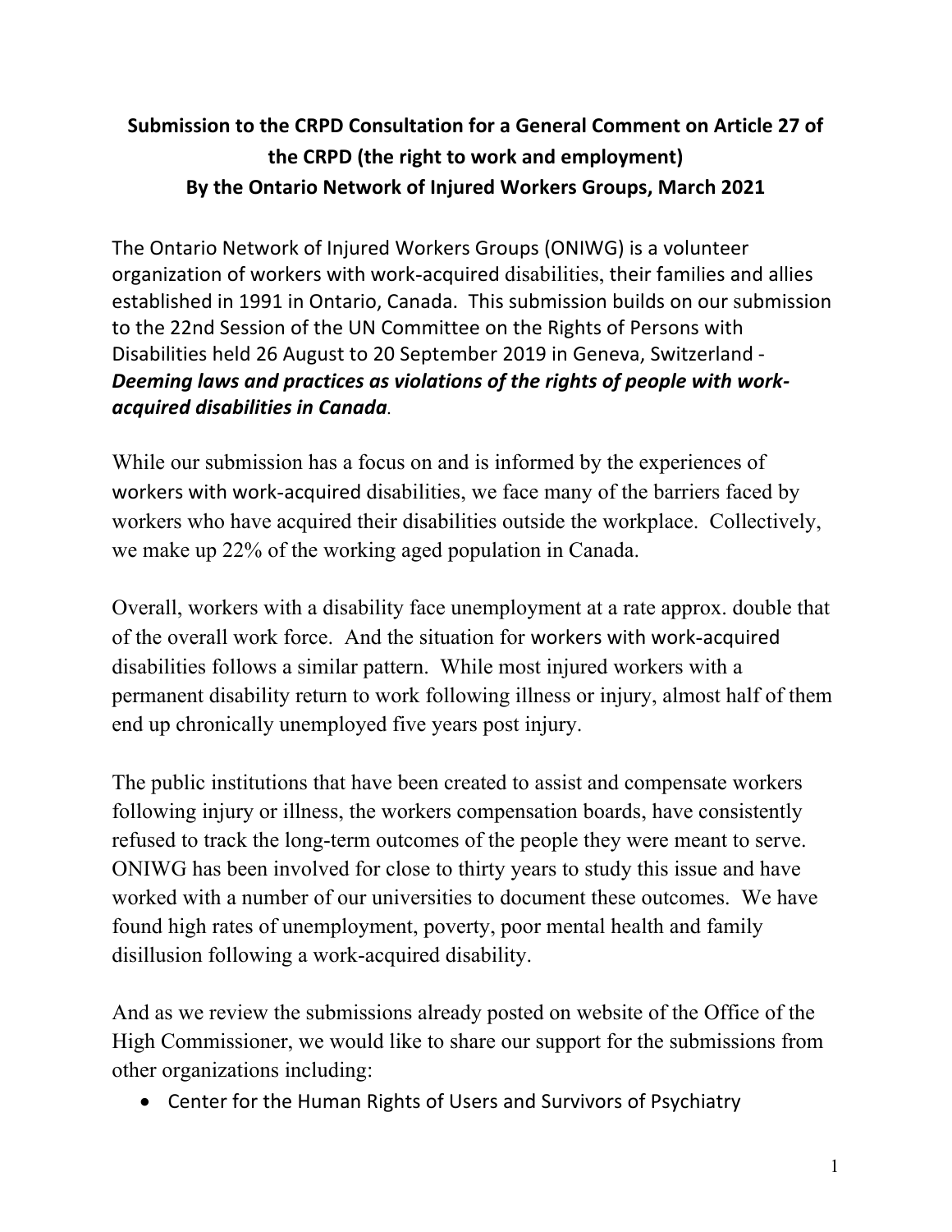**Submission to the CRPD Consultation for a General Comment on Article 27 of the CRPD (the right to work and employment)**
**By the Ontario Network of Injured Workers Groups, March 2021**

The Ontario Network of Injured Workers Groups (ONIWG) is a volunteer organization of workers with work-acquired disabilities, their families and allies established in 1991 in Ontario, Canada. This submission builds on our submission to the 22nd Session of the UN Committee on the Rights of Persons with Disabilities held 26 August to 20 September 2019 in Geneva, Switzerland - ***Deeming laws and practices as violations of the rights of people with work-acquired disabilities in Canada***.

While our submission has a focus on and is informed by the experiences of workers with work-acquired disabilities, we face many of the barriers faced by workers who have acquired their disabilities outside the workplace. Collectively, we make up 22% of the working aged population in Canada.

Overall, workers with a disability face unemployment at a rate approx. double that of the overall work force. And the situation for workers with work-acquired disabilities follows a similar pattern. While most injured workers with a permanent disability return to work following illness or injury, almost half of them end up chronically unemployed five years post injury.

The public institutions that have been created to assist and compensate workers following injury or illness, the workers compensation boards, have consistently refused to track the long-term outcomes of the people they were meant to serve. ONIWG has been involved for close to thirty years to study this issue and have worked with a number of our universities to document these outcomes. We have found high rates of unemployment, poverty, poor mental health and family disillusion following a work-acquired disability.

And as we review the submissions already posted on website of the Office of the High Commissioner, we would like to share our support for the submissions from other organizations including:

- Center for the Human Rights of Users and Survivors of Psychiatry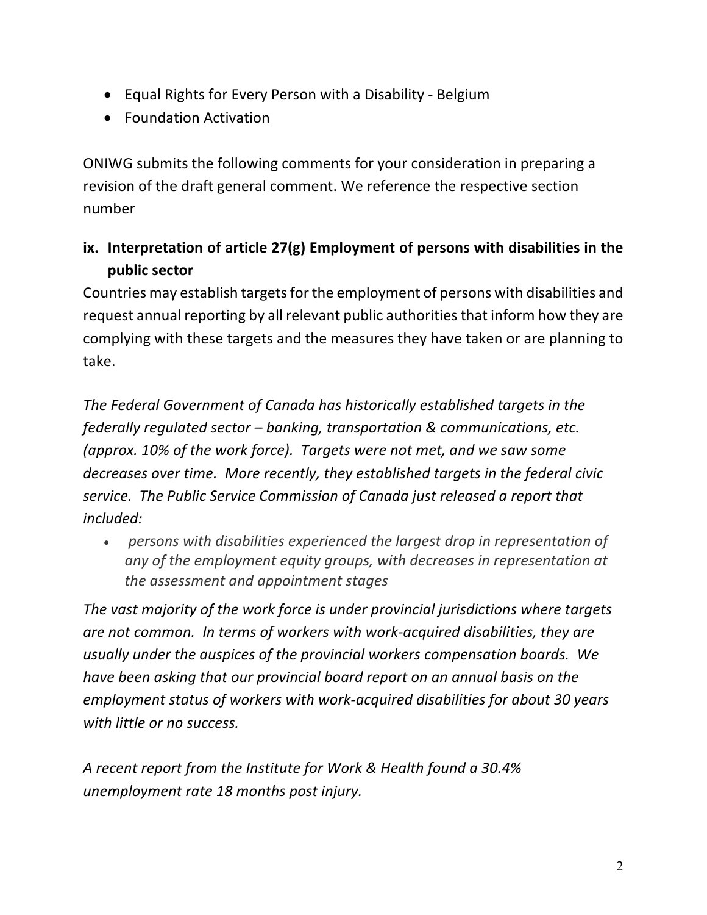- Equal Rights for Every Person with a Disability - Belgium
- Foundation Activation

ONIWG submits the following comments for your consideration in preparing a revision of the draft general comment. We reference the respective section number

## ix. Interpretation of article 27(g) Employment of persons with disabilities in the public sector

Countries may establish targets for the employment of persons with disabilities and request annual reporting by all relevant public authorities that inform how they are complying with these targets and the measures they have taken or are planning to take.

*The Federal Government of Canada has historically established targets in the federally regulated sector – banking, transportation & communications, etc. (approx. 10% of the work force). Targets were not met, and we saw some decreases over time. More recently, they established targets in the federal civic service. The Public Service Commission of Canada just released a report that included:*

- *persons with disabilities experienced the largest drop in representation of any of the employment equity groups, with decreases in representation at the assessment and appointment stages*

*The vast majority of the work force is under provincial jurisdictions where targets are not common. In terms of workers with work-acquired disabilities, they are usually under the auspices of the provincial workers compensation boards. We have been asking that our provincial board report on an annual basis on the employment status of workers with work-acquired disabilities for about 30 years with little or no success.*

*A recent report from the Institute for Work & Health found a 30.4% unemployment rate 18 months post injury.*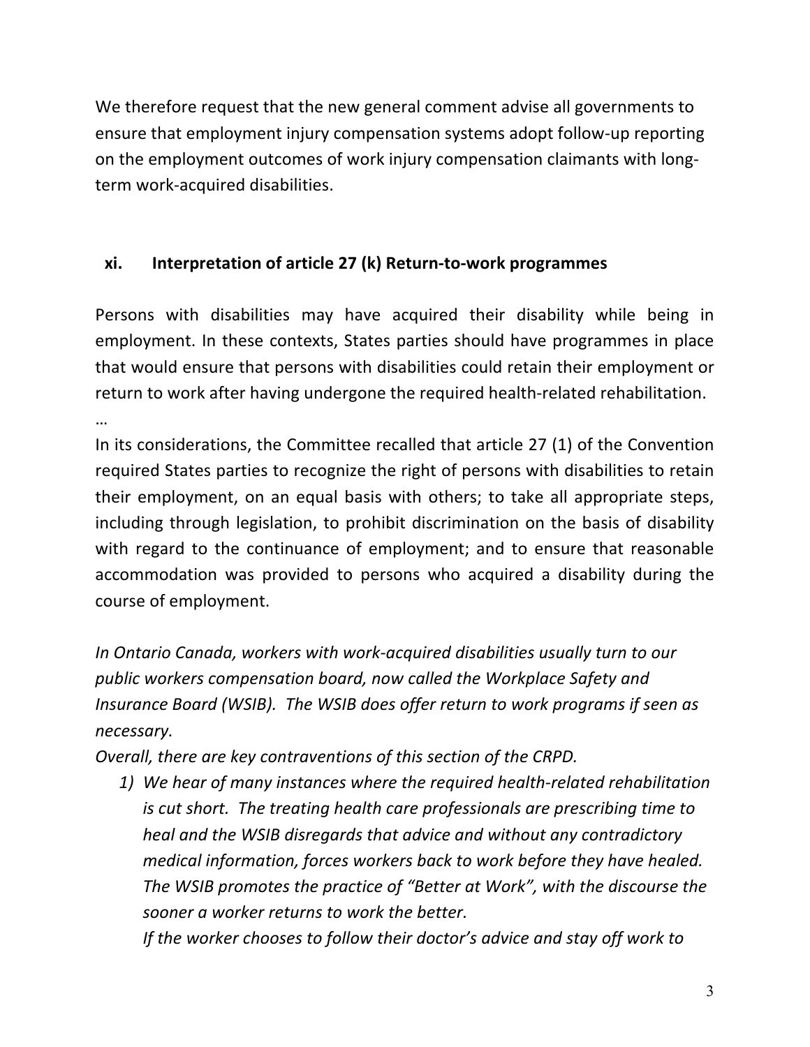We therefore request that the new general comment advise all governments to ensure that employment injury compensation systems adopt follow-up reporting on the employment outcomes of work injury compensation claimants with long-term work-acquired disabilities.

### xi. Interpretation of article 27 (k) Return-to-work programmes

Persons with disabilities may have acquired their disability while being in employment. In these contexts, States parties should have programmes in place that would ensure that persons with disabilities could retain their employment or return to work after having undergone the required health-related rehabilitation.

…

In its considerations, the Committee recalled that article 27 (1) of the Convention required States parties to recognize the right of persons with disabilities to retain their employment, on an equal basis with others; to take all appropriate steps, including through legislation, to prohibit discrimination on the basis of disability with regard to the continuance of employment; and to ensure that reasonable accommodation was provided to persons who acquired a disability during the course of employment.

*In Ontario Canada, workers with work-acquired disabilities usually turn to our public workers compensation board, now called the Workplace Safety and Insurance Board (WSIB). The WSIB does offer return to work programs if seen as necessary.*

*Overall, there are key contraventions of this section of the CRPD.*

1) *We hear of many instances where the required health-related rehabilitation is cut short. The treating health care professionals are prescribing time to heal and the WSIB disregards that advice and without any contradictory medical information, forces workers back to work before they have healed. The WSIB promotes the practice of "Better at Work", with the discourse the sooner a worker returns to work the better.*

   *If the worker chooses to follow their doctor's advice and stay off work to*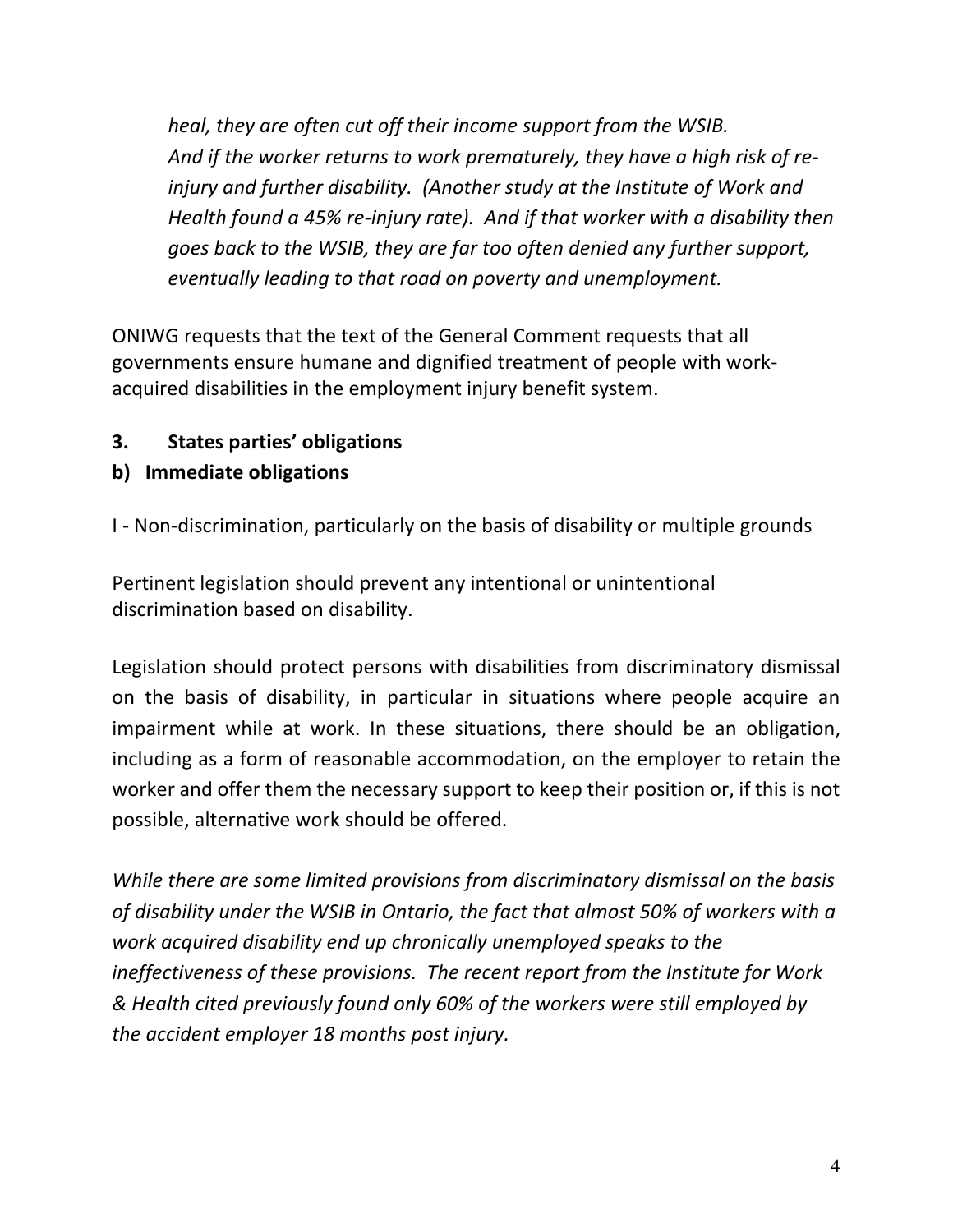*heal, they are often cut off their income support from the WSIB. And if the worker returns to work prematurely, they have a high risk of re-injury and further disability. (Another study at the Institute of Work and Health found a 45% re-injury rate). And if that worker with a disability then goes back to the WSIB, they are far too often denied any further support, eventually leading to that road on poverty and unemployment.*

ONIWG requests that the text of the General Comment requests that all governments ensure humane and dignified treatment of people with work-acquired disabilities in the employment injury benefit system.

**3. States parties' obligations**

**b) Immediate obligations**

I - Non-discrimination, particularly on the basis of disability or multiple grounds

Pertinent legislation should prevent any intentional or unintentional discrimination based on disability.

Legislation should protect persons with disabilities from discriminatory dismissal on the basis of disability, in particular in situations where people acquire an impairment while at work. In these situations, there should be an obligation, including as a form of reasonable accommodation, on the employer to retain the worker and offer them the necessary support to keep their position or, if this is not possible, alternative work should be offered.

*While there are some limited provisions from discriminatory dismissal on the basis of disability under the WSIB in Ontario, the fact that almost 50% of workers with a work acquired disability end up chronically unemployed speaks to the ineffectiveness of these provisions. The recent report from the Institute for Work & Health cited previously found only 60% of the workers were still employed by the accident employer 18 months post injury.*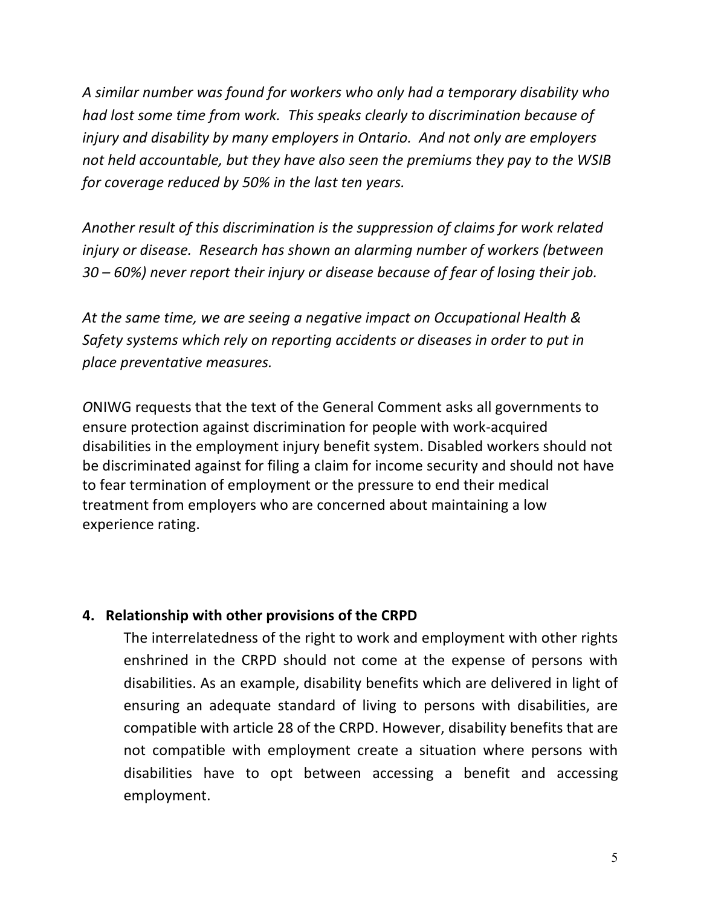*A similar number was found for workers who only had a temporary disability who had lost some time from work. This speaks clearly to discrimination because of injury and disability by many employers in Ontario. And not only are employers not held accountable, but they have also seen the premiums they pay to the WSIB for coverage reduced by 50% in the last ten years.*

*Another result of this discrimination is the suppression of claims for work related injury or disease. Research has shown an alarming number of workers (between 30 – 60%) never report their injury or disease because of fear of losing their job.*

*At the same time, we are seeing a negative impact on Occupational Health & Safety systems which rely on reporting accidents or diseases in order to put in place preventative measures.*

*O*NIWG requests that the text of the General Comment asks all governments to ensure protection against discrimination for people with work-acquired disabilities in the employment injury benefit system. Disabled workers should not be discriminated against for filing a claim for income security and should not have to fear termination of employment or the pressure to end their medical treatment from employers who are concerned about maintaining a low experience rating.

**4. Relationship with other provisions of the CRPD**

The interrelatedness of the right to work and employment with other rights enshrined in the CRPD should not come at the expense of persons with disabilities. As an example, disability benefits which are delivered in light of ensuring an adequate standard of living to persons with disabilities, are compatible with article 28 of the CRPD. However, disability benefits that are not compatible with employment create a situation where persons with disabilities have to opt between accessing a benefit and accessing employment.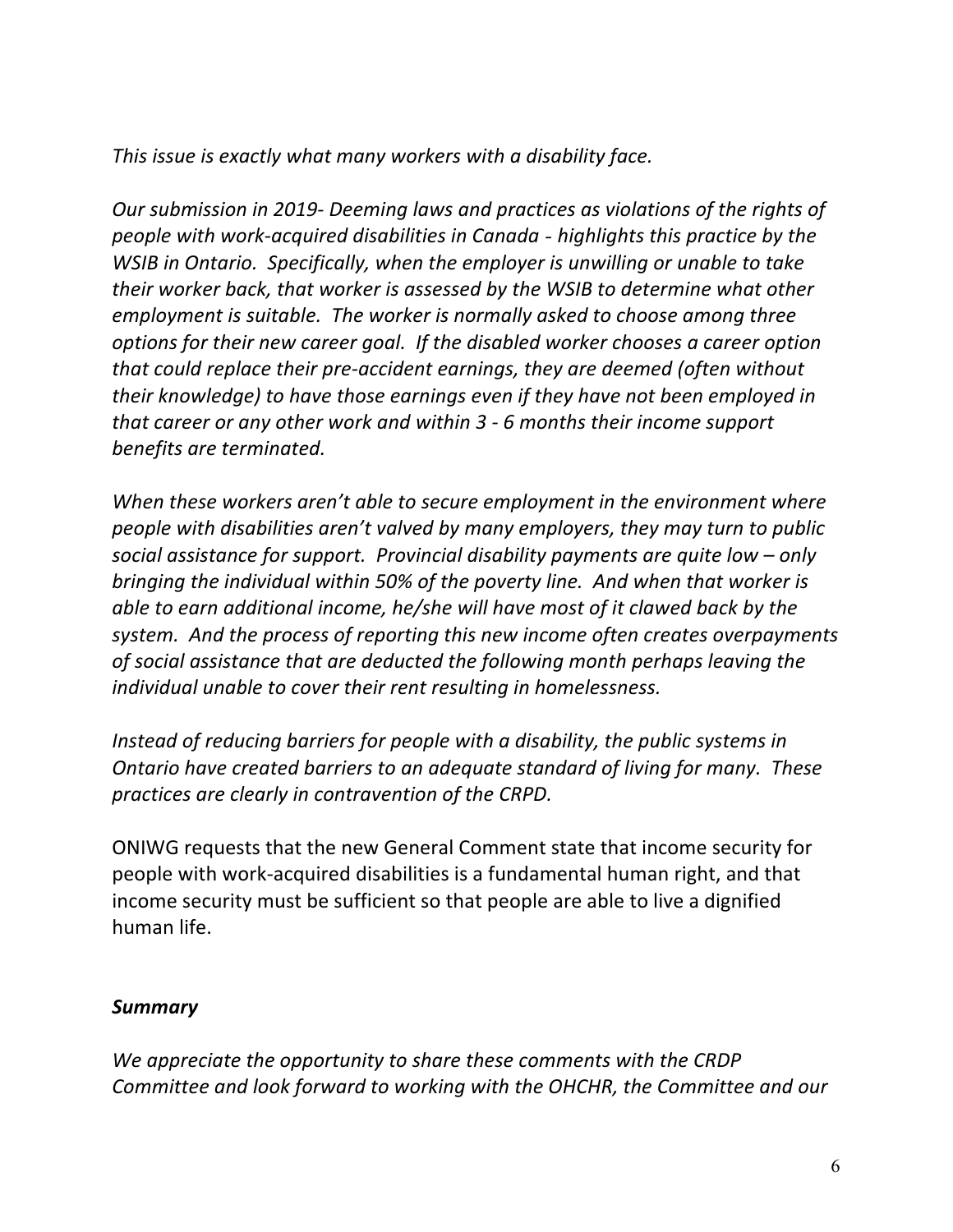*This issue is exactly what many workers with a disability face.*

*Our submission in 2019- Deeming laws and practices as violations of the rights of people with work-acquired disabilities in Canada - highlights this practice by the WSIB in Ontario. Specifically, when the employer is unwilling or unable to take their worker back, that worker is assessed by the WSIB to determine what other employment is suitable. The worker is normally asked to choose among three options for their new career goal. If the disabled worker chooses a career option that could replace their pre-accident earnings, they are deemed (often without their knowledge) to have those earnings even if they have not been employed in that career or any other work and within 3 - 6 months their income support benefits are terminated.*

*When these workers aren't able to secure employment in the environment where people with disabilities aren't valved by many employers, they may turn to public social assistance for support. Provincial disability payments are quite low – only bringing the individual within 50% of the poverty line. And when that worker is able to earn additional income, he/she will have most of it clawed back by the system. And the process of reporting this new income often creates overpayments of social assistance that are deducted the following month perhaps leaving the individual unable to cover their rent resulting in homelessness.*

*Instead of reducing barriers for people with a disability, the public systems in Ontario have created barriers to an adequate standard of living for many. These practices are clearly in contravention of the CRPD.*

ONIWG requests that the new General Comment state that income security for people with work-acquired disabilities is a fundamental human right, and that income security must be sufficient so that people are able to live a dignified human life.

## ***Summary***

*We appreciate the opportunity to share these comments with the CRDP Committee and look forward to working with the OHCHR, the Committee and our*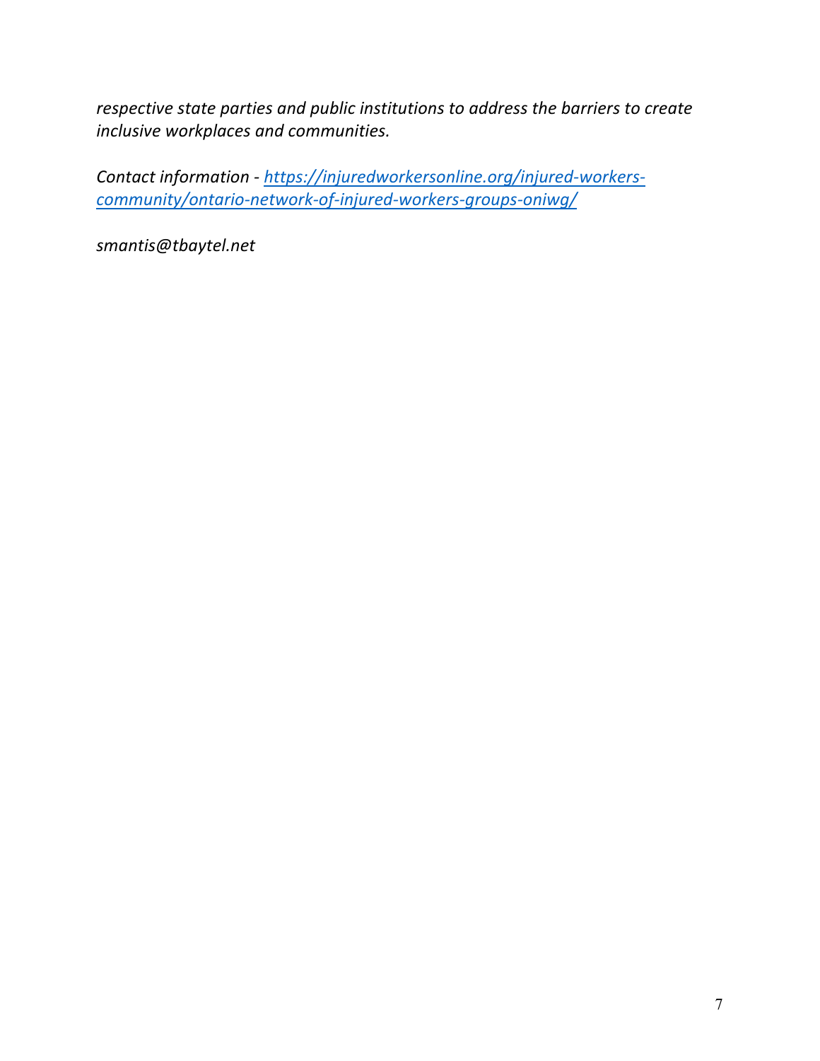*respective state parties and public institutions to address the barriers to create inclusive workplaces and communities.*

*Contact information - [https://injuredworkersonline.org/injured-workers-community/ontario-network-of-injured-workers-groups-oniwg/](https://injuredworkersonline.org/injured-workers-community/ontario-network-of-injured-workers-groups-oniwg/)*

*smantis@tbaytel.net*